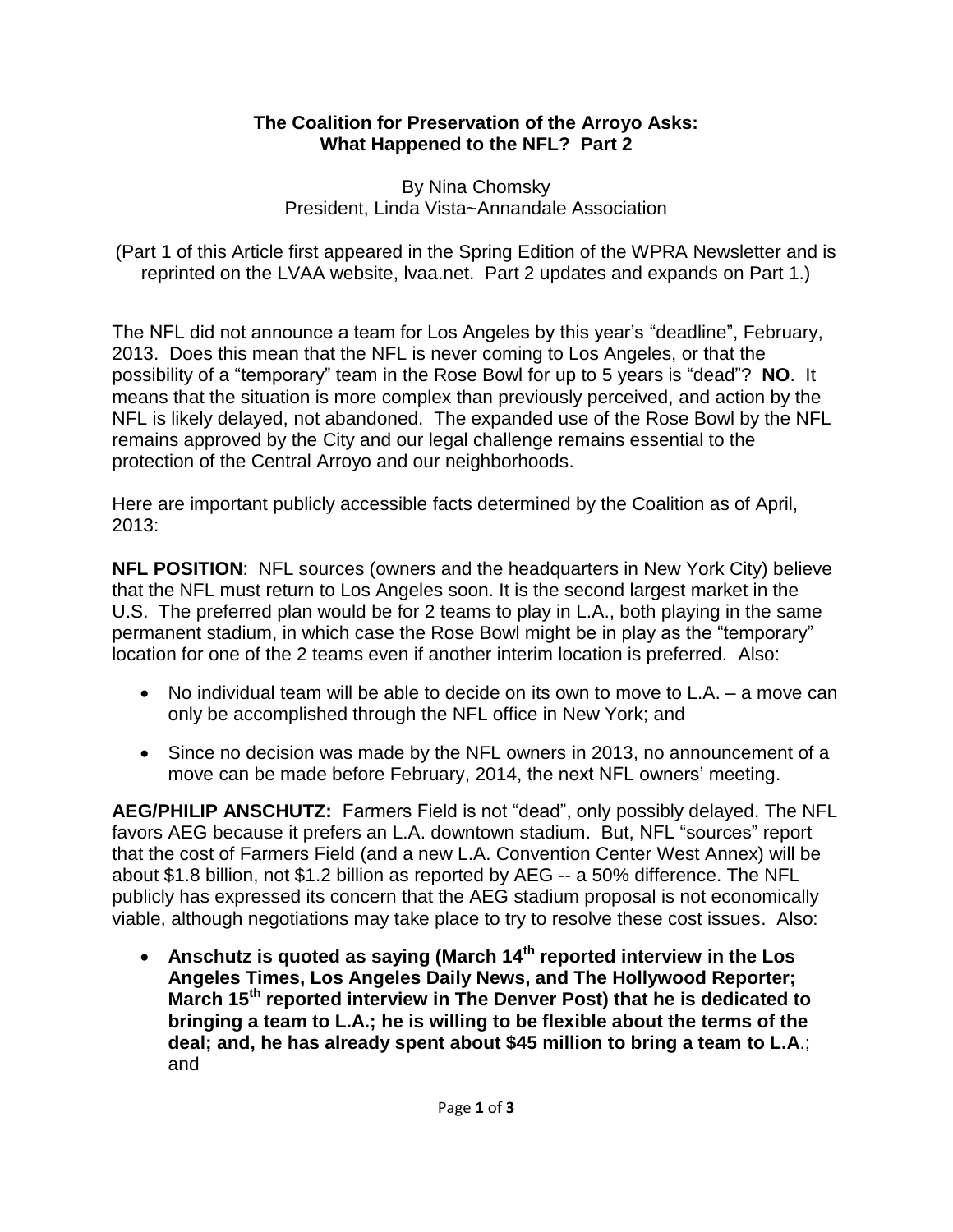# The Coalition for Preservation of the Arroyo Asks: What Happened to the NFL? Part 2

By Nina Chomsky
President, Linda Vista~Annandale Association

(Part 1 of this Article first appeared in the Spring Edition of the WPRA Newsletter and is reprinted on the LVAA website, lvaa.net. Part 2 updates and expands on Part 1.)

The NFL did not announce a team for Los Angeles by this year's "deadline", February, 2013. Does this mean that the NFL is never coming to Los Angeles, or that the possibility of a "temporary" team in the Rose Bowl for up to 5 years is "dead"? **NO**. It means that the situation is more complex than previously perceived, and action by the NFL is likely delayed, not abandoned. The expanded use of the Rose Bowl by the NFL remains approved by the City and our legal challenge remains essential to the protection of the Central Arroyo and our neighborhoods.

Here are important publicly accessible facts determined by the Coalition as of April, 2013:

**NFL POSITION**: NFL sources (owners and the headquarters in New York City) believe that the NFL must return to Los Angeles soon. It is the second largest market in the U.S. The preferred plan would be for 2 teams to play in L.A., both playing in the same permanent stadium, in which case the Rose Bowl might be in play as the "temporary" location for one of the 2 teams even if another interim location is preferred. Also:

- No individual team will be able to decide on its own to move to L.A. – a move can only be accomplished through the NFL office in New York; and
- Since no decision was made by the NFL owners in 2013, no announcement of a move can be made before February, 2014, the next NFL owners' meeting.

**AEG/PHILIP ANSCHUTZ:** Farmers Field is not "dead", only possibly delayed. The NFL favors AEG because it prefers an L.A. downtown stadium. But, NFL "sources" report that the cost of Farmers Field (and a new L.A. Convention Center West Annex) will be about $1.8 billion, not $1.2 billion as reported by AEG -- a 50% difference. The NFL publicly has expressed its concern that the AEG stadium proposal is not economically viable, although negotiations may take place to try to resolve these cost issues. Also:

- **Anschutz is quoted as saying (March 14th reported interview in the Los Angeles Times, Los Angeles Daily News, and The Hollywood Reporter; March 15th reported interview in The Denver Post) that he is dedicated to bringing a team to L.A.; he is willing to be flexible about the terms of the deal; and, he has already spent about $45 million to bring a team to L.A**.; and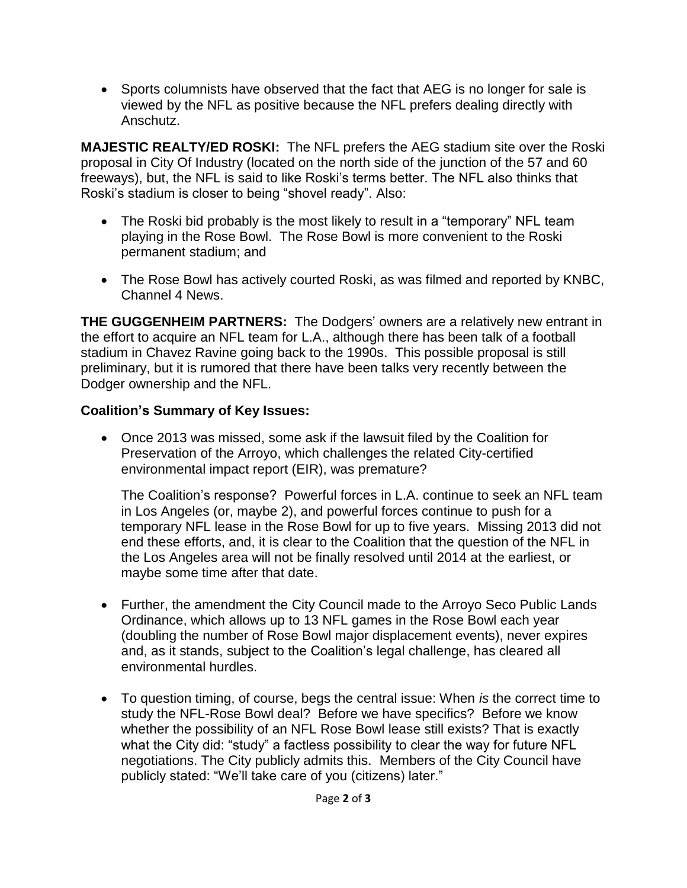- Sports columnists have observed that the fact that AEG is no longer for sale is viewed by the NFL as positive because the NFL prefers dealing directly with Anschutz.

**MAJESTIC REALTY/ED ROSKI:** The NFL prefers the AEG stadium site over the Roski proposal in City Of Industry (located on the north side of the junction of the 57 and 60 freeways), but, the NFL is said to like Roski's terms better. The NFL also thinks that Roski's stadium is closer to being "shovel ready". Also:

- The Roski bid probably is the most likely to result in a "temporary" NFL team playing in the Rose Bowl. The Rose Bowl is more convenient to the Roski permanent stadium; and
- The Rose Bowl has actively courted Roski, as was filmed and reported by KNBC, Channel 4 News.

**THE GUGGENHEIM PARTNERS:** The Dodgers' owners are a relatively new entrant in the effort to acquire an NFL team for L.A., although there has been talk of a football stadium in Chavez Ravine going back to the 1990s. This possible proposal is still preliminary, but it is rumored that there have been talks very recently between the Dodger ownership and the NFL.

**Coalition's Summary of Key Issues:**

- Once 2013 was missed, some ask if the lawsuit filed by the Coalition for Preservation of the Arroyo, which challenges the related City-certified environmental impact report (EIR), was premature?

  The Coalition's response? Powerful forces in L.A. continue to seek an NFL team in Los Angeles (or, maybe 2), and powerful forces continue to push for a temporary NFL lease in the Rose Bowl for up to five years. Missing 2013 did not end these efforts, and, it is clear to the Coalition that the question of the NFL in the Los Angeles area will not be finally resolved until 2014 at the earliest, or maybe some time after that date.

- Further, the amendment the City Council made to the Arroyo Seco Public Lands Ordinance, which allows up to 13 NFL games in the Rose Bowl each year (doubling the number of Rose Bowl major displacement events), never expires and, as it stands, subject to the Coalition's legal challenge, has cleared all environmental hurdles.
- To question timing, of course, begs the central issue: When *is* the correct time to study the NFL-Rose Bowl deal? Before we have specifics? Before we know whether the possibility of an NFL Rose Bowl lease still exists? That is exactly what the City did: "study" a factless possibility to clear the way for future NFL negotiations. The City publicly admits this. Members of the City Council have publicly stated: "We'll take care of you (citizens) later."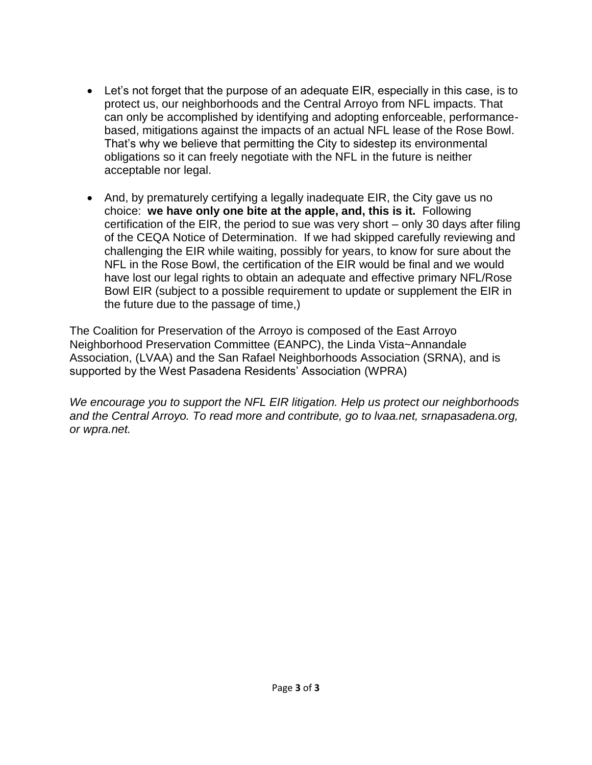- Let's not forget that the purpose of an adequate EIR, especially in this case, is to protect us, our neighborhoods and the Central Arroyo from NFL impacts. That can only be accomplished by identifying and adopting enforceable, performance-based, mitigations against the impacts of an actual NFL lease of the Rose Bowl. That's why we believe that permitting the City to sidestep its environmental obligations so it can freely negotiate with the NFL in the future is neither acceptable nor legal.

- And, by prematurely certifying a legally inadequate EIR, the City gave us no choice: **we have only one bite at the apple, and, this is it.** Following certification of the EIR, the period to sue was very short – only 30 days after filing of the CEQA Notice of Determination. If we had skipped carefully reviewing and challenging the EIR while waiting, possibly for years, to know for sure about the NFL in the Rose Bowl, the certification of the EIR would be final and we would have lost our legal rights to obtain an adequate and effective primary NFL/Rose Bowl EIR (subject to a possible requirement to update or supplement the EIR in the future due to the passage of time,)

The Coalition for Preservation of the Arroyo is composed of the East Arroyo Neighborhood Preservation Committee (EANPC), the Linda Vista~Annandale Association, (LVAA) and the San Rafael Neighborhoods Association (SRNA), and is supported by the West Pasadena Residents' Association (WPRA)

*We encourage you to support the NFL EIR litigation. Help us protect our neighborhoods and the Central Arroyo. To read more and contribute, go to lvaa.net, srnapasadena.org, or wpra.net.*